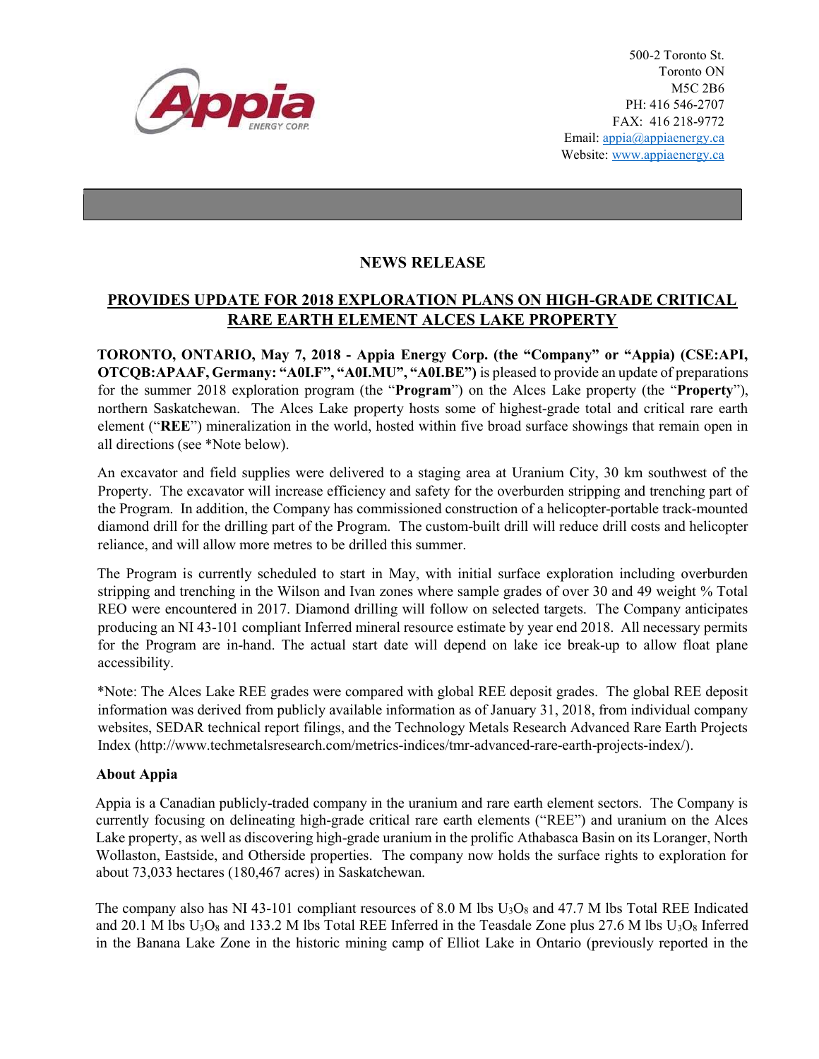500-2 Toronto St.
Toronto ON
M5C 2B6
PH: 416 546-2707
FAX: 416 218-9772
Email: appia@appiaenergy.ca
Website: www.appiaenergy.ca

## NEWS RELEASE

## PROVIDES UPDATE FOR 2018 EXPLORATION PLANS ON HIGH-GRADE CRITICAL RARE EARTH ELEMENT ALCES LAKE PROPERTY

**TORONTO, ONTARIO, May 7, 2018 - Appia Energy Corp. (the "Company" or "Appia) (CSE:API, OTCQB:APAAF, Germany: "A0I.F", "A0I.MU", "A0I.BE")** is pleased to provide an update of preparations for the summer 2018 exploration program (the "**Program**") on the Alces Lake property (the "**Property**"), northern Saskatchewan. The Alces Lake property hosts some of highest-grade total and critical rare earth element ("**REE**") mineralization in the world, hosted within five broad surface showings that remain open in all directions (see *Note below).

An excavator and field supplies were delivered to a staging area at Uranium City, 30 km southwest of the Property. The excavator will increase efficiency and safety for the overburden stripping and trenching part of the Program. In addition, the Company has commissioned construction of a helicopter-portable track-mounted diamond drill for the drilling part of the Program. The custom-built drill will reduce drill costs and helicopter reliance, and will allow more metres to be drilled this summer.

The Program is currently scheduled to start in May, with initial surface exploration including overburden stripping and trenching in the Wilson and Ivan zones where sample grades of over 30 and 49 weight % Total REO were encountered in 2017. Diamond drilling will follow on selected targets. The Company anticipates producing an NI 43-101 compliant Inferred mineral resource estimate by year end 2018. All necessary permits for the Program are in-hand. The actual start date will depend on lake ice break-up to allow float plane accessibility.

*Note: The Alces Lake REE grades were compared with global REE deposit grades. The global REE deposit information was derived from publicly available information as of January 31, 2018, from individual company websites, SEDAR technical report filings, and the Technology Metals Research Advanced Rare Earth Projects Index (http://www.techmetalsresearch.com/metrics-indices/tmr-advanced-rare-earth-projects-index/).

**About Appia**

Appia is a Canadian publicly-traded company in the uranium and rare earth element sectors. The Company is currently focusing on delineating high-grade critical rare earth elements ("REE") and uranium on the Alces Lake property, as well as discovering high-grade uranium in the prolific Athabasca Basin on its Loranger, North Wollaston, Eastside, and Otherside properties. The company now holds the surface rights to exploration for about 73,033 hectares (180,467 acres) in Saskatchewan.

The company also has NI 43-101 compliant resources of 8.0 M lbs $U_3O_8$ and 47.7 M lbs Total REE Indicated and 20.1 M lbs $U_3O_8$ and 133.2 M lbs Total REE Inferred in the Teasdale Zone plus 27.6 M lbs $U_3O_8$ Inferred in the Banana Lake Zone in the historic mining camp of Elliot Lake in Ontario (previously reported in the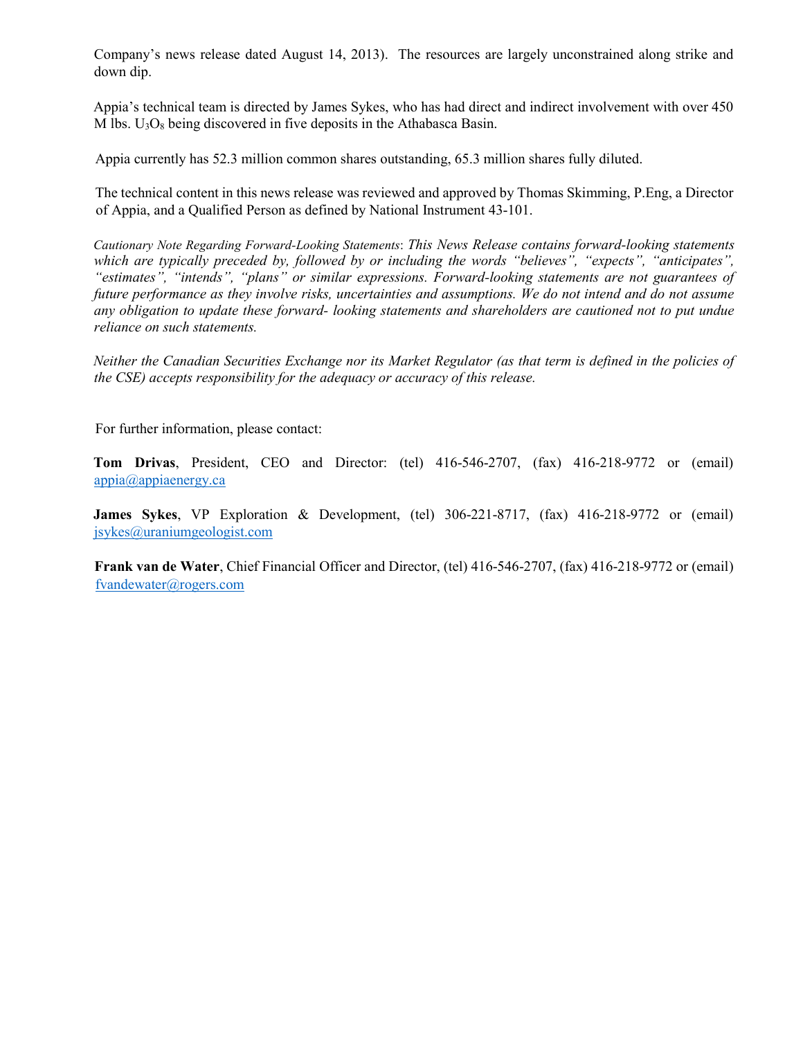Company's news release dated August 14, 2013). The resources are largely unconstrained along strike and down dip.

Appia's technical team is directed by James Sykes, who has had direct and indirect involvement with over 450 M lbs. $U_3O_8$ being discovered in five deposits in the Athabasca Basin.

Appia currently has 52.3 million common shares outstanding, 65.3 million shares fully diluted.

The technical content in this news release was reviewed and approved by Thomas Skimming, P.Eng, a Director of Appia, and a Qualified Person as defined by National Instrument 43-101.

*Cautionary Note Regarding Forward-Looking Statements*: *This News Release contains forward-looking statements which are typically preceded by, followed by or including the words "believes", "expects", "anticipates", "estimates", "intends", "plans" or similar expressions. Forward-looking statements are not guarantees of future performance as they involve risks, uncertainties and assumptions. We do not intend and do not assume any obligation to update these forward- looking statements and shareholders are cautioned not to put undue reliance on such statements.*

*Neither the Canadian Securities Exchange nor its Market Regulator (as that term is defined in the policies of the CSE) accepts responsibility for the adequacy or accuracy of this release.*

For further information, please contact:

**Tom Drivas**, President, CEO and Director: (tel) 416-546-2707, (fax) 416-218-9772 or (email) appia@appiaenergy.ca

**James Sykes**, VP Exploration & Development, (tel) 306-221-8717, (fax) 416-218-9772 or (email) jsykes@uraniumgeologist.com

**Frank van de Water**, Chief Financial Officer and Director, (tel) 416-546-2707, (fax) 416-218-9772 or (email) fvandewater@rogers.com